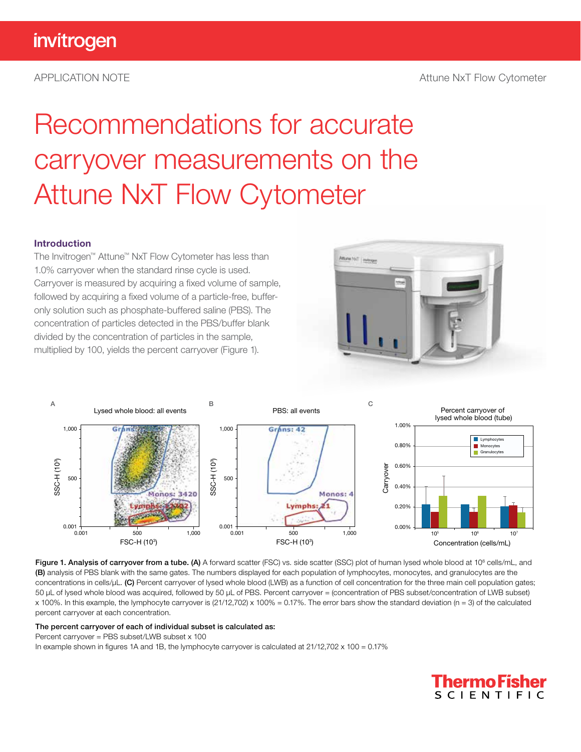APPLICATION NOTE

Attune NxT Flow Cytometer

# Recommendations for accurate carryover measurements on the Attune NxT Flow Cytometer

## Introduction

The Invitrogen™ Attune™ NxT Flow Cytometer has less than 1.0% carryover when the standard rinse cycle is used. Carryover is measured by acquiring a fixed volume of sample, followed by acquiring a fixed volume of a particle-free, buffer-only solution such as phosphate-buffered saline (PBS). The concentration of particles detected in the PBS/buffer blank divided by the concentration of particles in the sample, multiplied by 100, yields the percent carryover (Figure 1).

**Figure 1. Analysis of carryover from a tube. (A)** A forward scatter (FSC) vs. side scatter (SSC) plot of human lysed whole blood at $10^6$ cells/mL, and **(B)** analysis of PBS blank with the same gates. The numbers displayed for each population of lymphocytes, monocytes, and granulocytes are the concentrations in cells/µL. **(C)** Percent carryover of lysed whole blood (LWB) as a function of cell concentration for the three main cell population gates; 50 µL of lysed whole blood was acquired, followed by 50 µL of PBS. Percent carryover = (concentration of PBS subset/concentration of LWB subset) x 100%. In this example, the lymphocyte carryover is (21/12,702) x 100% = 0.17%. The error bars show the standard deviation (n = 3) of the calculated percent carryover at each concentration.

**The percent carryover of each of individual subset is calculated as:**

Percent carryover = PBS subset/LWB subset x 100

In example shown in figures 1A and 1B, the lymphocyte carryover is calculated at 21/12,702 x 100 = 0.17%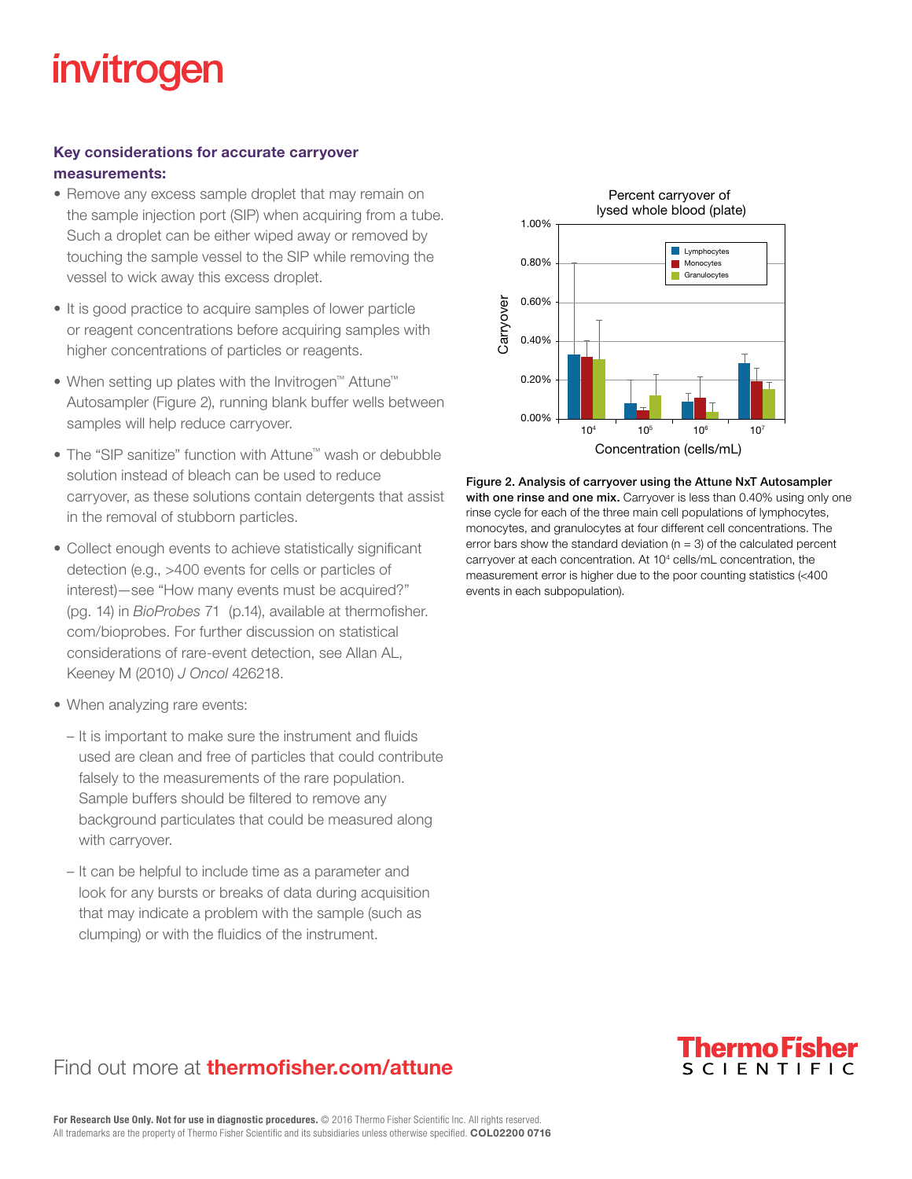invitrogen

### Key considerations for accurate carryover measurements:

- Remove any excess sample droplet that may remain on the sample injection port (SIP) when acquiring from a tube. Such a droplet can be either wiped away or removed by touching the sample vessel to the SIP while removing the vessel to wick away this excess droplet.
- It is good practice to acquire samples of lower particle or reagent concentrations before acquiring samples with higher concentrations of particles or reagents.
- When setting up plates with the Invitrogen™ Attune™ Autosampler (Figure 2), running blank buffer wells between samples will help reduce carryover.
- The "SIP sanitize" function with Attune™ wash or debubble solution instead of bleach can be used to reduce carryover, as these solutions contain detergents that assist in the removal of stubborn particles.
- Collect enough events to achieve statistically significant detection (e.g., >400 events for cells or particles of interest)—see "How many events must be acquired?" (pg. 14) in *BioProbes* 71 (p.14), available at thermofisher.com/bioprobes. For further discussion on statistical considerations of rare-event detection, see Allan AL, Keeney M (2010) *J Oncol* 426218.
- When analyzing rare events:
  - It is important to make sure the instrument and fluids used are clean and free of particles that could contribute falsely to the measurements of the rare population. Sample buffers should be filtered to remove any background particulates that could be measured along with carryover.
  - It can be helpful to include time as a parameter and look for any bursts or breaks of data during acquisition that may indicate a problem with the sample (such as clumping) or with the fluidics of the instrument.

Percent carryover of lysed whole blood (plate)

Carryover

1.00%
0.80%
0.60%
0.40%
0.20%
0.00%

Lymphocytes
Monocytes
Granulocytes

$10^4$ $10^5$ $10^6$ $10^7$

Concentration (cells/mL)

**Figure 2. Analysis of carryover using the Attune NxT Autosampler with one rinse and one mix.** Carryover is less than 0.40% using only one rinse cycle for each of the three main cell populations of lymphocytes, monocytes, and granulocytes at four different cell concentrations. The error bars show the standard deviation (n = 3) of the calculated percent carryover at each concentration. At $10^4$ cells/mL concentration, the measurement error is higher due to the poor counting statistics (<400 events in each subpopulation).

Find out more at **thermofisher.com/attune**

ThermoFisher SCIENTIFIC

**For Research Use Only. Not for use in diagnostic procedures.** © 2016 Thermo Fisher Scientific Inc. All rights reserved.
All trademarks are the property of Thermo Fisher Scientific and its subsidiaries unless otherwise specified. **COL02200 0716**